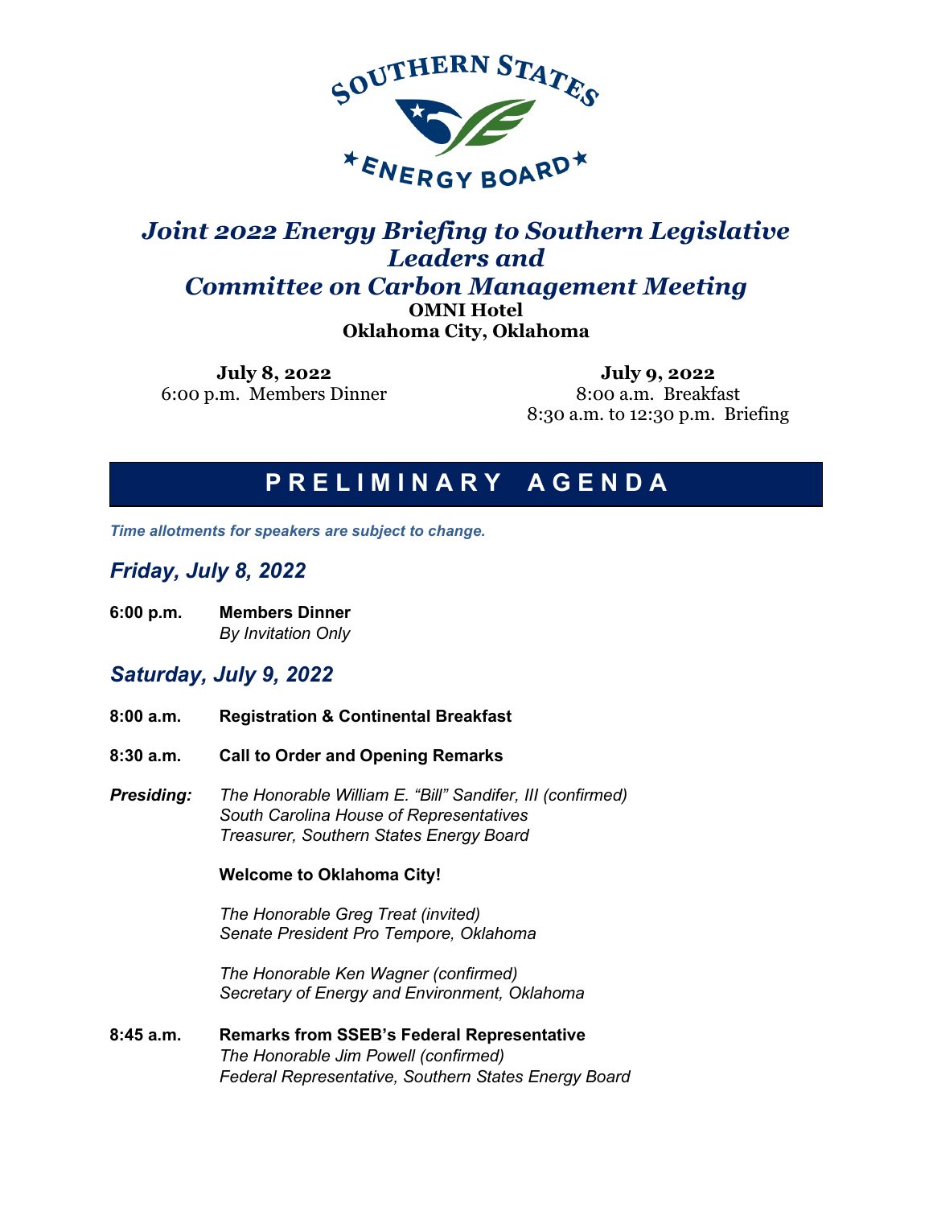SOUTHERN STATES ENERGY BOARD

# *Joint 2022 Energy Briefing to Southern Legislative Leaders and Committee on Carbon Management Meeting*

**OMNI Hotel**
**Oklahoma City, Oklahoma**

**July 8, 2022**
6:00 p.m. Members Dinner

**July 9, 2022**
8:00 a.m. Breakfast
8:30 a.m. to 12:30 p.m. Briefing

## PRELIMINARY AGENDA

*Time allotments for speakers are subject to change.*

### *Friday, July 8, 2022*

**6:00 p.m.** **Members Dinner**
*By Invitation Only*

### *Saturday, July 9, 2022*

**8:00 a.m.** **Registration & Continental Breakfast**

**8:30 a.m.** **Call to Order and Opening Remarks**

***Presiding:*** *The Honorable William E. "Bill" Sandifer, III (confirmed)*
*South Carolina House of Representatives*
*Treasurer, Southern States Energy Board*

**Welcome to Oklahoma City!**

*The Honorable Greg Treat (invited)*
*Senate President Pro Tempore, Oklahoma*

*The Honorable Ken Wagner (confirmed)*
*Secretary of Energy and Environment, Oklahoma*

**8:45 a.m.** **Remarks from SSEB's Federal Representative**
*The Honorable Jim Powell (confirmed)*
*Federal Representative, Southern States Energy Board*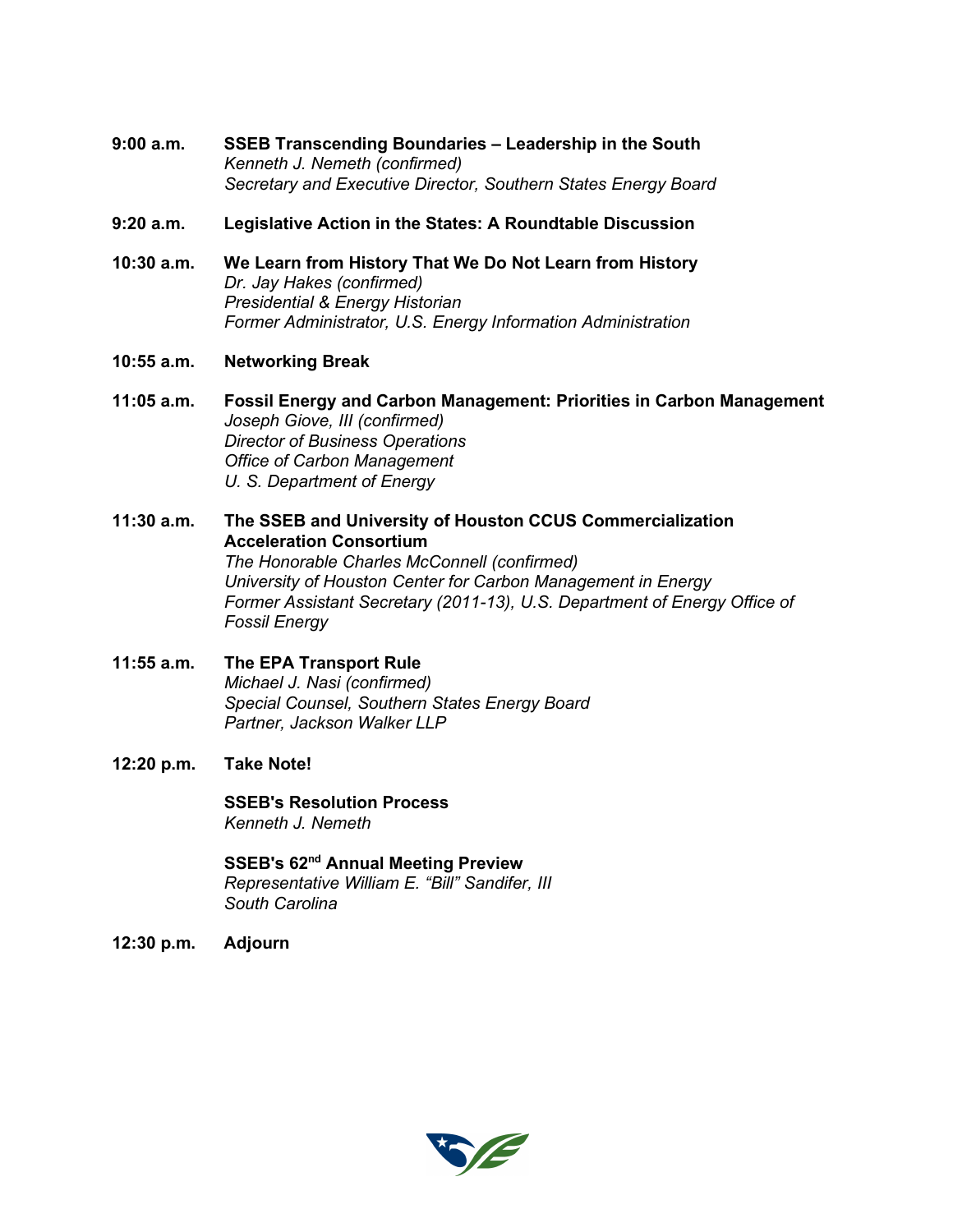**9:00 a.m.** **SSEB Transcending Boundaries – Leadership in the South**
*Kenneth J. Nemeth (confirmed)*
*Secretary and Executive Director, Southern States Energy Board*

**9:20 a.m.** **Legislative Action in the States: A Roundtable Discussion**

**10:30 a.m.** **We Learn from History That We Do Not Learn from History**
*Dr. Jay Hakes (confirmed)*
*Presidential & Energy Historian*
*Former Administrator, U.S. Energy Information Administration*

**10:55 a.m.** **Networking Break**

**11:05 a.m.** **Fossil Energy and Carbon Management: Priorities in Carbon Management**
*Joseph Giove, III (confirmed)*
*Director of Business Operations*
*Office of Carbon Management*
*U. S. Department of Energy*

**11:30 a.m.** **The SSEB and University of Houston CCUS Commercialization Acceleration Consortium**
*The Honorable Charles McConnell (confirmed)*
*University of Houston Center for Carbon Management in Energy*
*Former Assistant Secretary (2011-13), U.S. Department of Energy Office of Fossil Energy*

**11:55 a.m.** **The EPA Transport Rule**
*Michael J. Nasi (confirmed)*
*Special Counsel, Southern States Energy Board*
*Partner, Jackson Walker LLP*

**12:20 p.m.** **Take Note!**

**SSEB's Resolution Process**
*Kenneth J. Nemeth*

**SSEB's 62nd Annual Meeting Preview**
*Representative William E. "Bill" Sandifer, III*
*South Carolina*

**12:30 p.m.** **Adjourn**